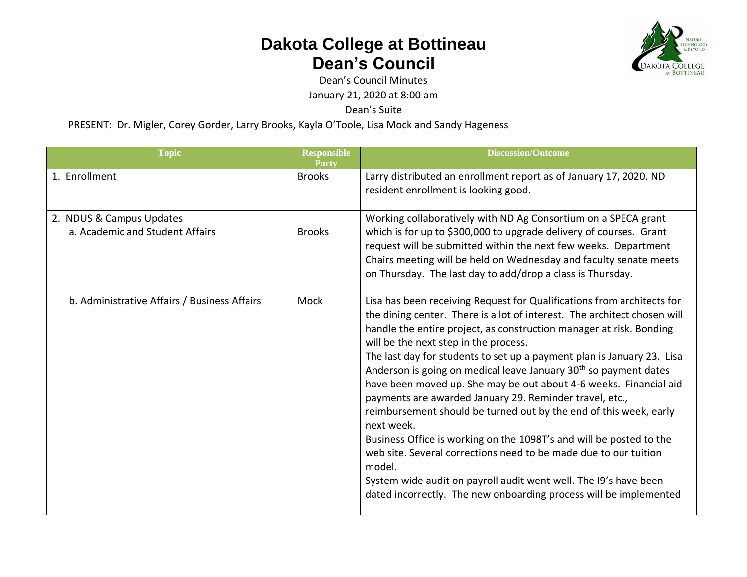# Dakota College at Bottineau
## Dean's Council

Dean's Council Minutes

January 21, 2020 at 8:00 am

Dean's Suite

PRESENT: Dr. Migler, Corey Gorder, Larry Brooks, Kayla O'Toole, Lisa Mock and Sandy Hageness

| Topic | Responsible Party | Discussion/Outcome |
|---|---|---|
| 1. Enrollment | Brooks | Larry distributed an enrollment report as of January 17, 2020. ND resident enrollment is looking good. |
| 2. NDUS & Campus Updates<br>a. Academic and Student Affairs | Brooks | Working collaboratively with ND Ag Consortium on a SPECA grant which is for up to $300,000 to upgrade delivery of courses. Grant request will be submitted within the next few weeks. Department Chairs meeting will be held on Wednesday and faculty senate meets on Thursday. The last day to add/drop a class is Thursday. |
| b. Administrative Affairs / Business Affairs | Mock | Lisa has been receiving Request for Qualifications from architects for the dining center. There is a lot of interest. The architect chosen will handle the entire project, as construction manager at risk. Bonding will be the next step in the process.<br>The last day for students to set up a payment plan is January 23. Lisa Anderson is going on medical leave January 30th so payment dates have been moved up. She may be out about 4-6 weeks. Financial aid payments are awarded January 29. Reminder travel, etc., reimbursement should be turned out by the end of this week, early next week.<br>Business Office is working on the 1098T's and will be posted to the web site. Several corrections need to be made due to our tuition model.<br>System wide audit on payroll audit went well. The I9's have been dated incorrectly. The new onboarding process will be implemented |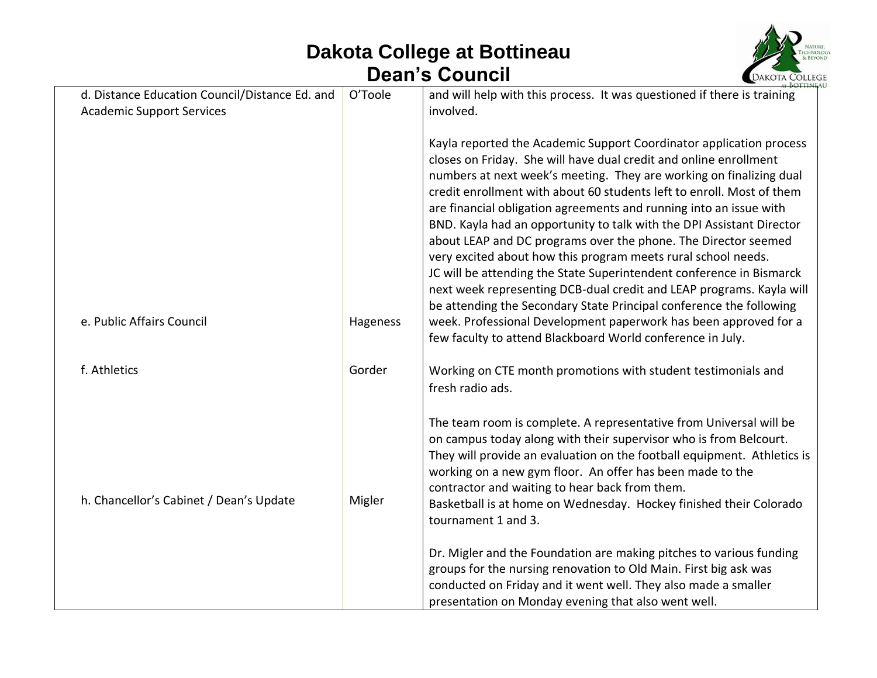| | | |
|---|---|---|
| d. Distance Education Council/Distance Ed. and Academic Support Services | O'Toole | and will help with this process. It was questioned if there is training involved.<br><br>Kayla reported the Academic Support Coordinator application process closes on Friday. She will have dual credit and online enrollment numbers at next week's meeting. They are working on finalizing dual credit enrollment with about 60 students left to enroll. Most of them are financial obligation agreements and running into an issue with BND. Kayla had an opportunity to talk with the DPI Assistant Director about LEAP and DC programs over the phone. The Director seemed very excited about how this program meets rural school needs.<br>JC will be attending the State Superintendent conference in Bismarck next week representing DCB-dual credit and LEAP programs. Kayla will be attending the Secondary State Principal conference the following week. Professional Development paperwork has been approved for a few faculty to attend Blackboard World conference in July. |
| e. Public Affairs Council | Hageness | Working on CTE month promotions with student testimonials and fresh radio ads. |
| f. Athletics | Gorder | The team room is complete. A representative from Universal will be on campus today along with their supervisor who is from Belcourt. They will provide an evaluation on the football equipment. Athletics is working on a new gym floor. An offer has been made to the contractor and waiting to hear back from them.<br>Basketball is at home on Wednesday. Hockey finished their Colorado tournament 1 and 3. |
| h. Chancellor's Cabinet / Dean's Update | Migler | Dr. Migler and the Foundation are making pitches to various funding groups for the nursing renovation to Old Main. First big ask was conducted on Friday and it went well. They also made a smaller presentation on Monday evening that also went well. |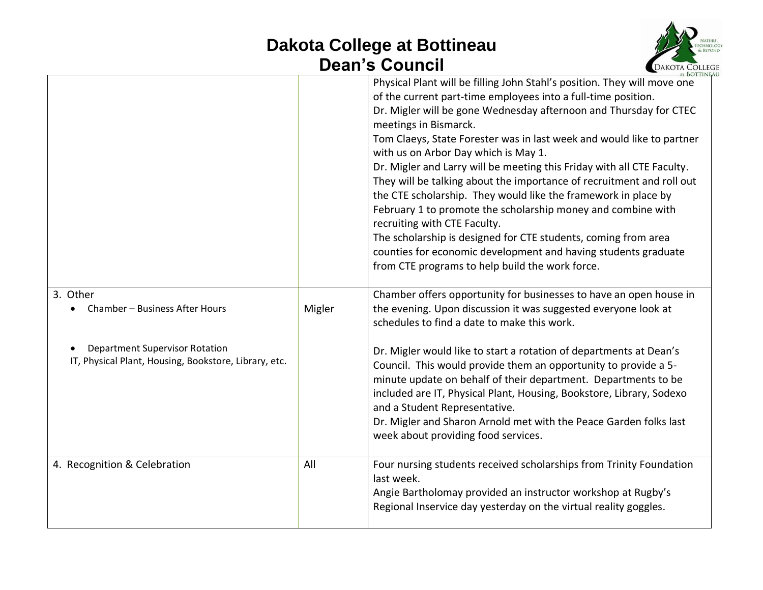# Dakota College at Bottineau
## Dean's Council

| | | |
|---|---|---|
| | | Physical Plant will be filling John Stahl's position. They will move one of the current part-time employees into a full-time position.<br>Dr. Migler will be gone Wednesday afternoon and Thursday for CTEC meetings in Bismarck.<br>Tom Claeys, State Forester was in last week and would like to partner with us on Arbor Day which is May 1.<br>Dr. Migler and Larry will be meeting this Friday with all CTE Faculty. They will be talking about the importance of recruitment and roll out the CTE scholarship. They would like the framework in place by February 1 to promote the scholarship money and combine with recruiting with CTE Faculty.<br>The scholarship is designed for CTE students, coming from area counties for economic development and having students graduate from CTE programs to help build the work force. |
| 3. Other<br>• Chamber – Business After Hours<br><br>• Department Supervisor Rotation<br>IT, Physical Plant, Housing, Bookstore, Library, etc. | Migler | Chamber offers opportunity for businesses to have an open house in the evening. Upon discussion it was suggested everyone look at schedules to find a date to make this work.<br><br>Dr. Migler would like to start a rotation of departments at Dean's Council. This would provide them an opportunity to provide a 5-minute update on behalf of their department. Departments to be included are IT, Physical Plant, Housing, Bookstore, Library, Sodexo and a Student Representative.<br>Dr. Migler and Sharon Arnold met with the Peace Garden folks last week about providing food services. |
| 4. Recognition & Celebration | All | Four nursing students received scholarships from Trinity Foundation last week.<br>Angie Bartholomay provided an instructor workshop at Rugby's Regional Inservice day yesterday on the virtual reality goggles. |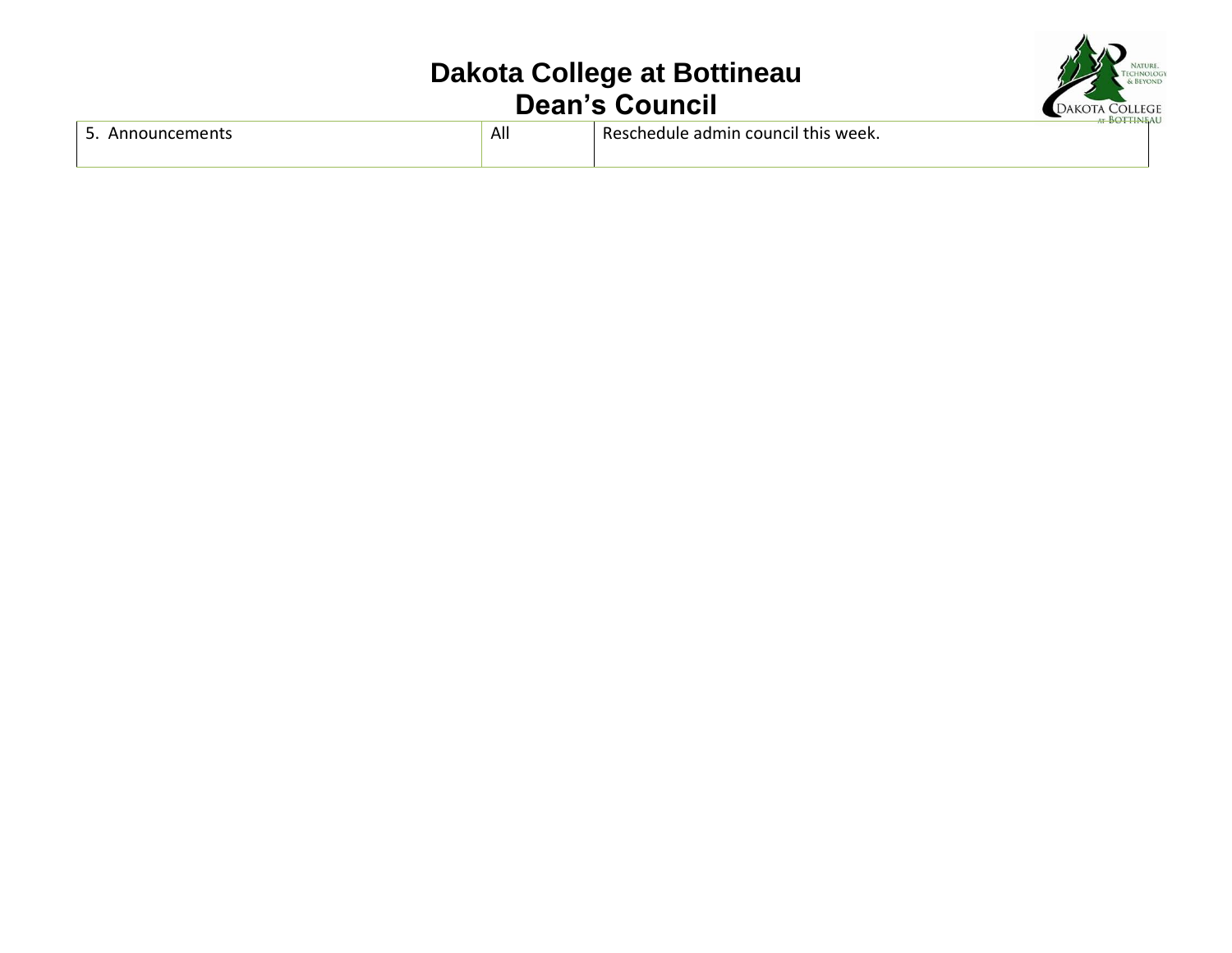| | | |
|---|---|---|
| 5. Announcements | All | Reschedule admin council this week. |